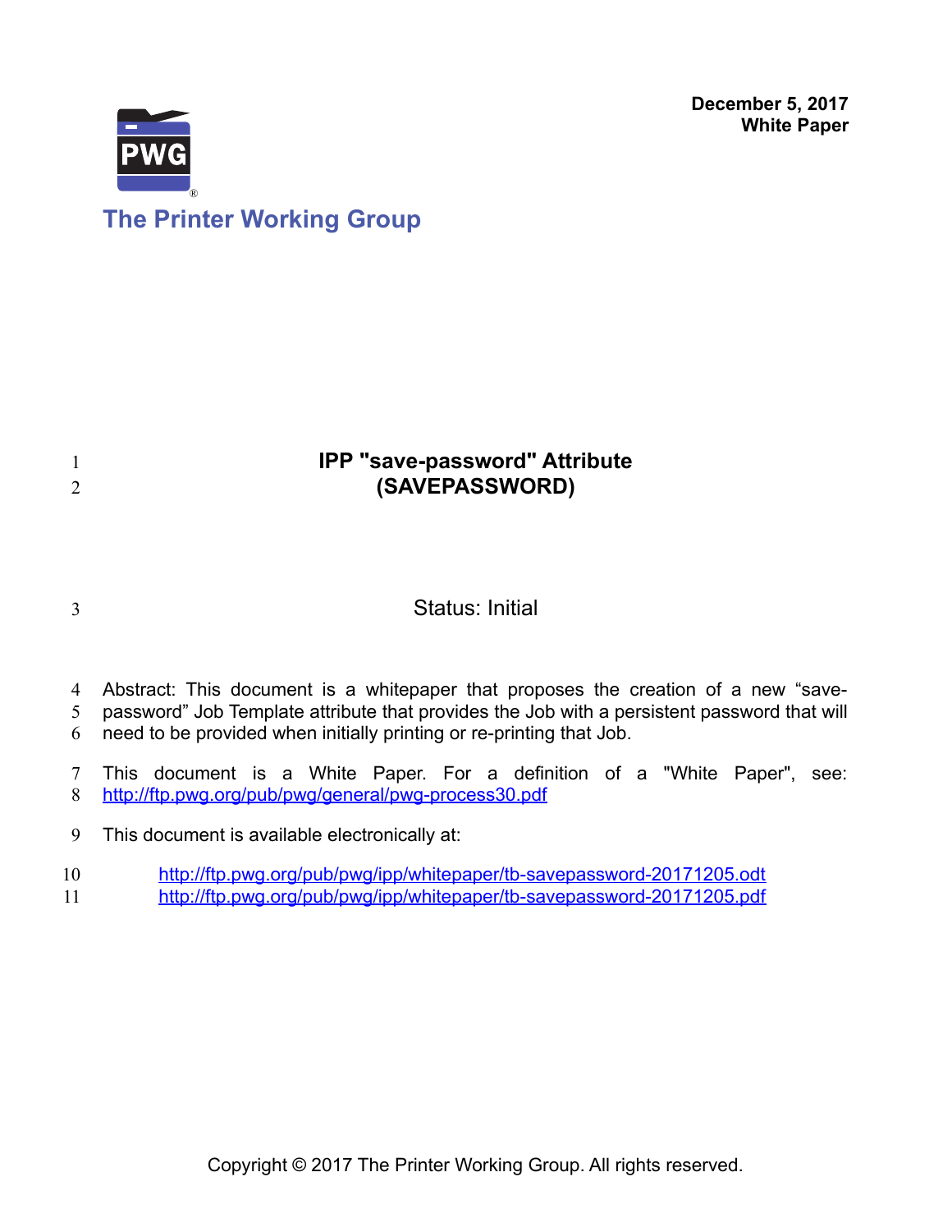December 5, 2017
White Paper

The Printer Working Group

# IPP "save-password" Attribute (SAVEPASSWORD)

Status: Initial

Abstract: This document is a whitepaper that proposes the creation of a new "save-password" Job Template attribute that provides the Job with a persistent password that will need to be provided when initially printing or re-printing that Job.

This document is a White Paper. For a definition of a "White Paper", see: http://ftp.pwg.org/pub/pwg/general/pwg-process30.pdf

This document is available electronically at:

http://ftp.pwg.org/pub/pwg/ipp/whitepaper/tb-savepassword-20171205.odt
http://ftp.pwg.org/pub/pwg/ipp/whitepaper/tb-savepassword-20171205.pdf

Copyright © 2017 The Printer Working Group. All rights reserved.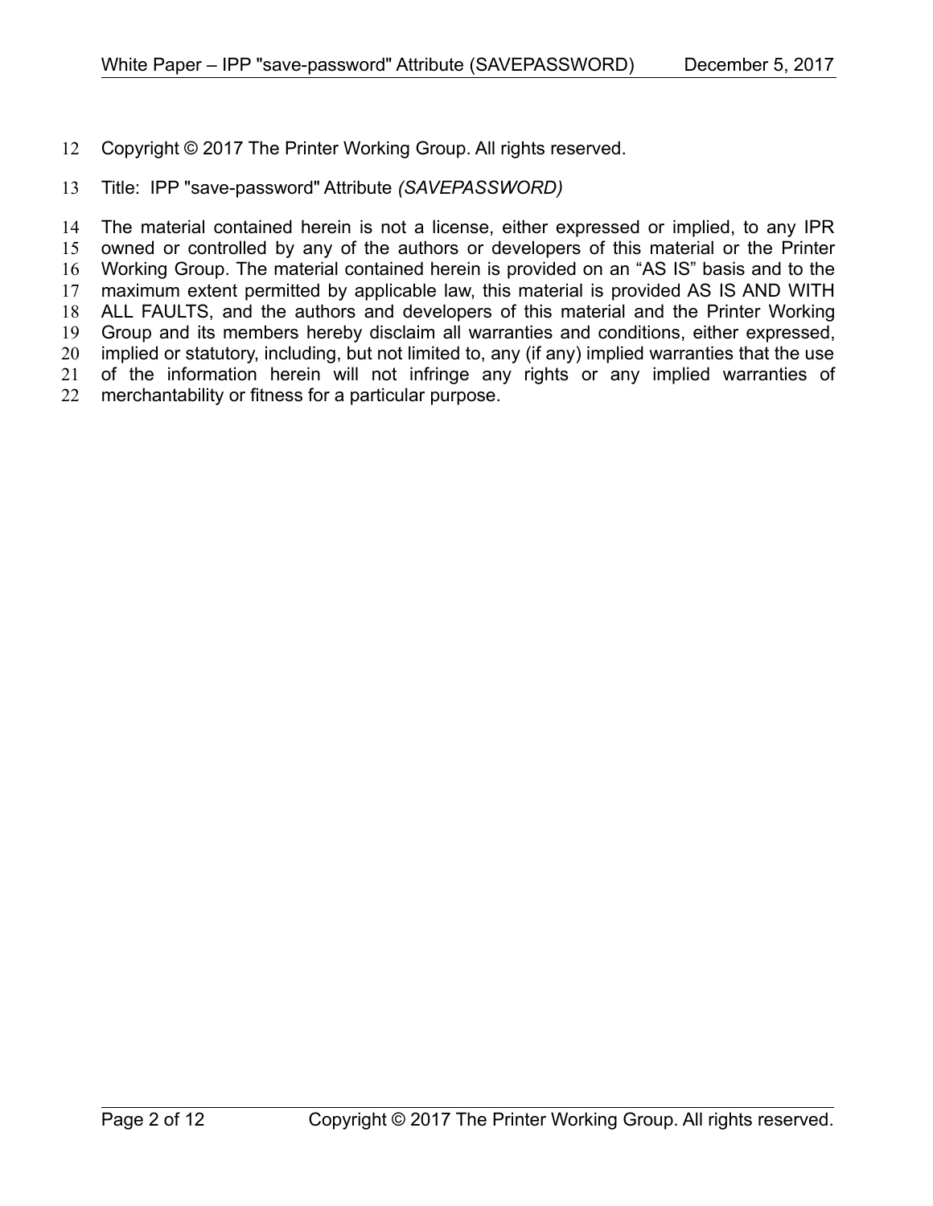Copyright © 2017 The Printer Working Group. All rights reserved.

Title: IPP "save-password" Attribute *(SAVEPASSWORD)*

The material contained herein is not a license, either expressed or implied, to any IPR owned or controlled by any of the authors or developers of this material or the Printer Working Group. The material contained herein is provided on an “AS IS” basis and to the maximum extent permitted by applicable law, this material is provided AS IS AND WITH ALL FAULTS, and the authors and developers of this material and the Printer Working Group and its members hereby disclaim all warranties and conditions, either expressed, implied or statutory, including, but not limited to, any (if any) implied warranties that the use of the information herein will not infringe any rights or any implied warranties of merchantability or fitness for a particular purpose.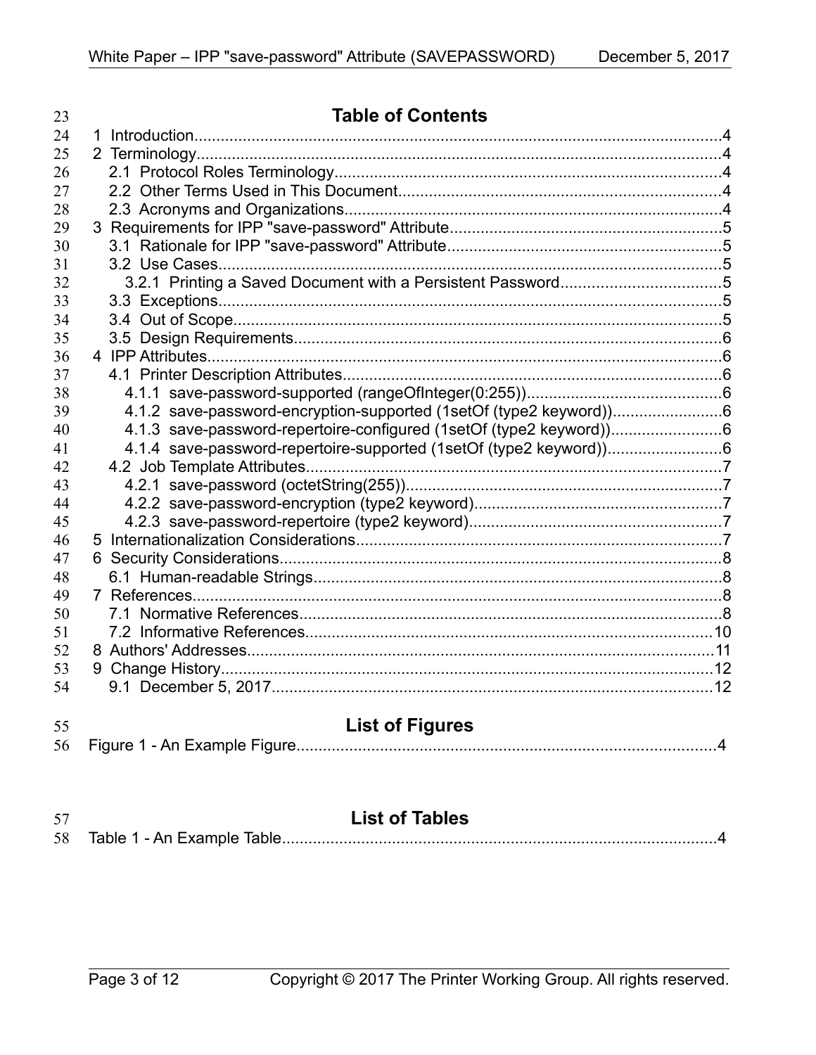# Table of Contents

1 Introduction......................................................................................................................4
2 Terminology......................................................................................................................4
  2.1 Protocol Roles Terminology.......................................................................................4
  2.2 Other Terms Used in This Document.........................................................................4
  2.3 Acronyms and Organizations.....................................................................................4
3 Requirements for IPP "save-password" Attribute.............................................................5
  3.1 Rationale for IPP "save-password" Attribute.............................................................5
  3.2 Use Cases.................................................................................................................5
    3.2.1 Printing a Saved Document with a Persistent Password....................................5
  3.3 Exceptions.................................................................................................................5
  3.4 Out of Scope..............................................................................................................5
  3.5 Design Requirements................................................................................................6
4 IPP Attributes....................................................................................................................6
  4.1 Printer Description Attributes.....................................................................................6
    4.1.1 save-password-supported (rangeOfInteger(0:255))............................................6
    4.1.2 save-password-encryption-supported (1setOf (type2 keyword)).........................6
    4.1.3 save-password-repertoire-configured (1setOf (type2 keyword)).........................6
    4.1.4 save-password-repertoire-supported (1setOf (type2 keyword))..........................6
  4.2 Job Template Attributes.............................................................................................7
    4.2.1 save-password (octetString(255)).......................................................................7
    4.2.2 save-password-encryption (type2 keyword).......................................................7
    4.2.3 save-password-repertoire (type2 keyword)........................................................7
5 Internationalization Considerations..................................................................................7
6 Security Considerations...................................................................................................8
  6.1 Human-readable Strings............................................................................................8
7 References.......................................................................................................................8
  7.1 Normative References...............................................................................................8
  7.2 Informative References............................................................................................10
8 Authors' Addresses.........................................................................................................11
9 Change History...............................................................................................................12
  9.1 December 5, 2017....................................................................................................12

# List of Figures

Figure 1 - An Example Figure...............................................................................................4

# List of Tables

Table 1 - An Example Table..................................................................................................4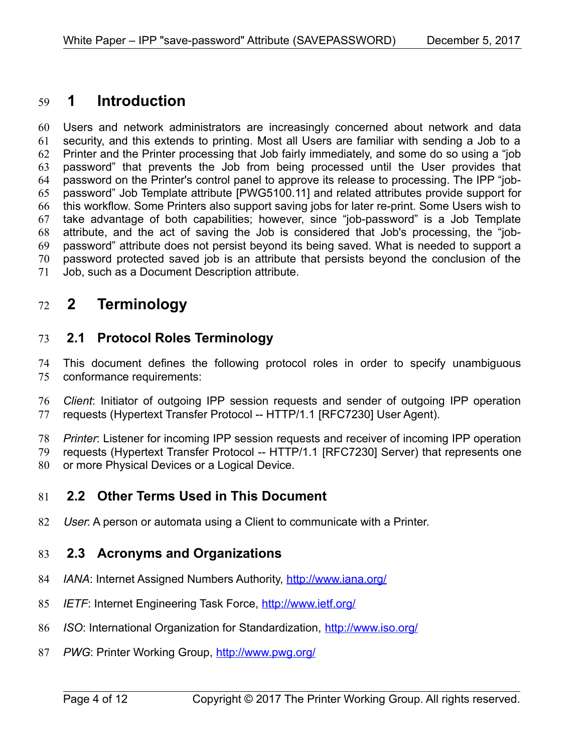# 1 Introduction

Users and network administrators are increasingly concerned about network and data security, and this extends to printing. Most all Users are familiar with sending a Job to a Printer and the Printer processing that Job fairly immediately, and some do so using a "job password" that prevents the Job from being processed until the User provides that password on the Printer's control panel to approve its release to processing. The IPP "job-password" Job Template attribute [PWG5100.11] and related attributes provide support for this workflow. Some Printers also support saving jobs for later re-print. Some Users wish to take advantage of both capabilities; however, since "job-password" is a Job Template attribute, and the act of saving the Job is considered that Job's processing, the "job-password" attribute does not persist beyond its being saved. What is needed to support a password protected saved job is an attribute that persists beyond the conclusion of the Job, such as a Document Description attribute.

# 2 Terminology

## 2.1 Protocol Roles Terminology

This document defines the following protocol roles in order to specify unambiguous conformance requirements:

*Client*: Initiator of outgoing IPP session requests and sender of outgoing IPP operation requests (Hypertext Transfer Protocol -- HTTP/1.1 [RFC7230] User Agent).

*Printer*: Listener for incoming IPP session requests and receiver of incoming IPP operation requests (Hypertext Transfer Protocol -- HTTP/1.1 [RFC7230] Server) that represents one or more Physical Devices or a Logical Device.

## 2.2 Other Terms Used in This Document

*User*: A person or automata using a Client to communicate with a Printer.

## 2.3 Acronyms and Organizations

*IANA*: Internet Assigned Numbers Authority, http://www.iana.org/

*IETF*: Internet Engineering Task Force, http://www.ietf.org/

*ISO*: International Organization for Standardization, http://www.iso.org/

*PWG*: Printer Working Group, http://www.pwg.org/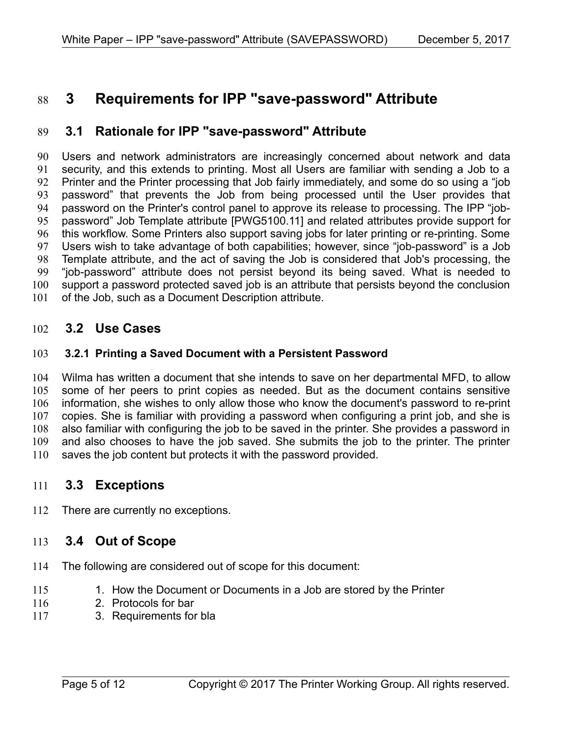# 3 Requirements for IPP "save-password" Attribute

## 3.1 Rationale for IPP "save-password" Attribute

Users and network administrators are increasingly concerned about network and data security, and this extends to printing. Most all Users are familiar with sending a Job to a Printer and the Printer processing that Job fairly immediately, and some do so using a “job password” that prevents the Job from being processed until the User provides that password on the Printer's control panel to approve its release to processing. The IPP “job-password” Job Template attribute [PWG5100.11] and related attributes provide support for this workflow. Some Printers also support saving jobs for later printing or re-printing. Some Users wish to take advantage of both capabilities; however, since “job-password” is a Job Template attribute, and the act of saving the Job is considered that Job's processing, the “job-password” attribute does not persist beyond its being saved. What is needed to support a password protected saved job is an attribute that persists beyond the conclusion of the Job, such as a Document Description attribute.

## 3.2 Use Cases

### 3.2.1 Printing a Saved Document with a Persistent Password

Wilma has written a document that she intends to save on her departmental MFD, to allow some of her peers to print copies as needed. But as the document contains sensitive information, she wishes to only allow those who know the document's password to re-print copies. She is familiar with providing a password when configuring a print job, and she is also familiar with configuring the job to be saved in the printer. She provides a password in and also chooses to have the job saved. She submits the job to the printer. The printer saves the job content but protects it with the password provided.

## 3.3 Exceptions

There are currently no exceptions.

## 3.4 Out of Scope

The following are considered out of scope for this document:

1. How the Document or Documents in a Job are stored by the Printer
2. Protocols for bar
3. Requirements for bla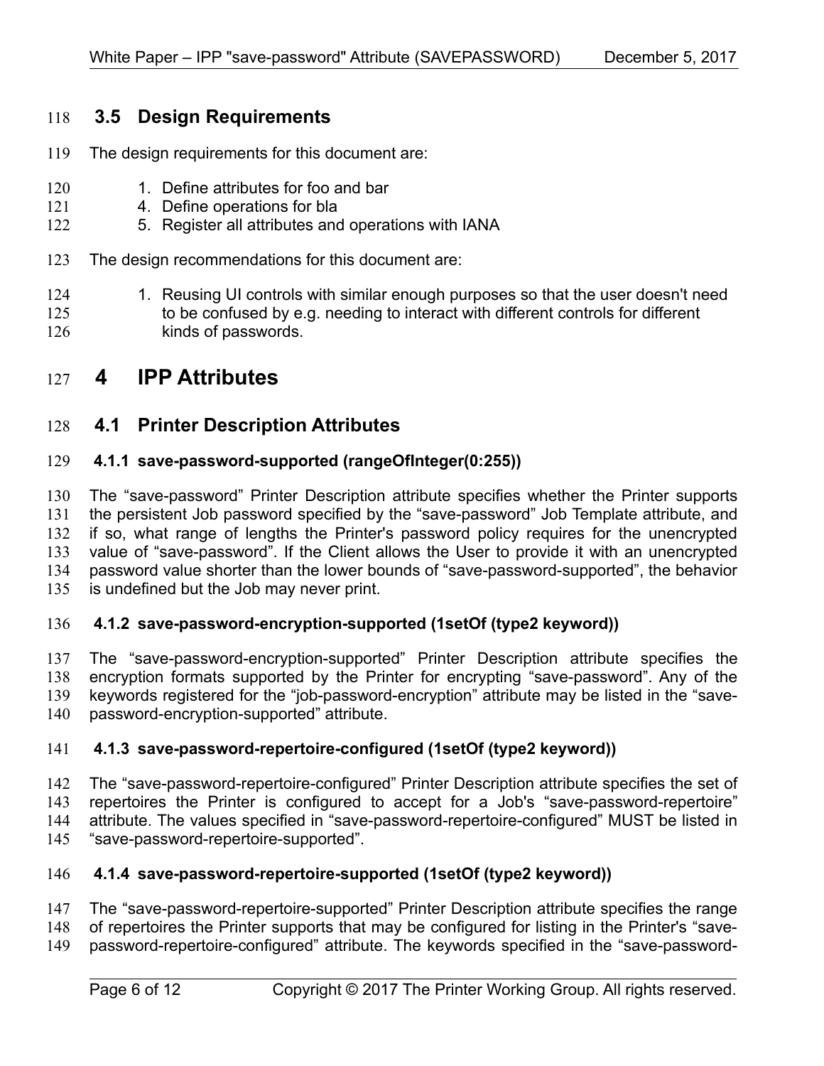## 3.5 Design Requirements

The design requirements for this document are:

1. Define attributes for foo and bar
4. Define operations for bla
5. Register all attributes and operations with IANA

The design recommendations for this document are:

1. Reusing UI controls with similar enough purposes so that the user doesn't need to be confused by e.g. needing to interact with different controls for different kinds of passwords.

# 4 IPP Attributes

## 4.1 Printer Description Attributes

### 4.1.1 save-password-supported (rangeOfInteger(0:255))

The “save-password” Printer Description attribute specifies whether the Printer supports the persistent Job password specified by the “save-password” Job Template attribute, and if so, what range of lengths the Printer's password policy requires for the unencrypted value of “save-password”. If the Client allows the User to provide it with an unencrypted password value shorter than the lower bounds of “save-password-supported”, the behavior is undefined but the Job may never print.

### 4.1.2 save-password-encryption-supported (1setOf (type2 keyword))

The “save-password-encryption-supported” Printer Description attribute specifies the encryption formats supported by the Printer for encrypting “save-password”. Any of the keywords registered for the “job-password-encryption” attribute may be listed in the “save-password-encryption-supported” attribute.

### 4.1.3 save-password-repertoire-configured (1setOf (type2 keyword))

The “save-password-repertoire-configured” Printer Description attribute specifies the set of repertoires the Printer is configured to accept for a Job's “save-password-repertoire” attribute. The values specified in “save-password-repertoire-configured” MUST be listed in “save-password-repertoire-supported”.

### 4.1.4 save-password-repertoire-supported (1setOf (type2 keyword))

The “save-password-repertoire-supported” Printer Description attribute specifies the range of repertoires the Printer supports that may be configured for listing in the Printer's “save-password-repertoire-configured” attribute. The keywords specified in the “save-password-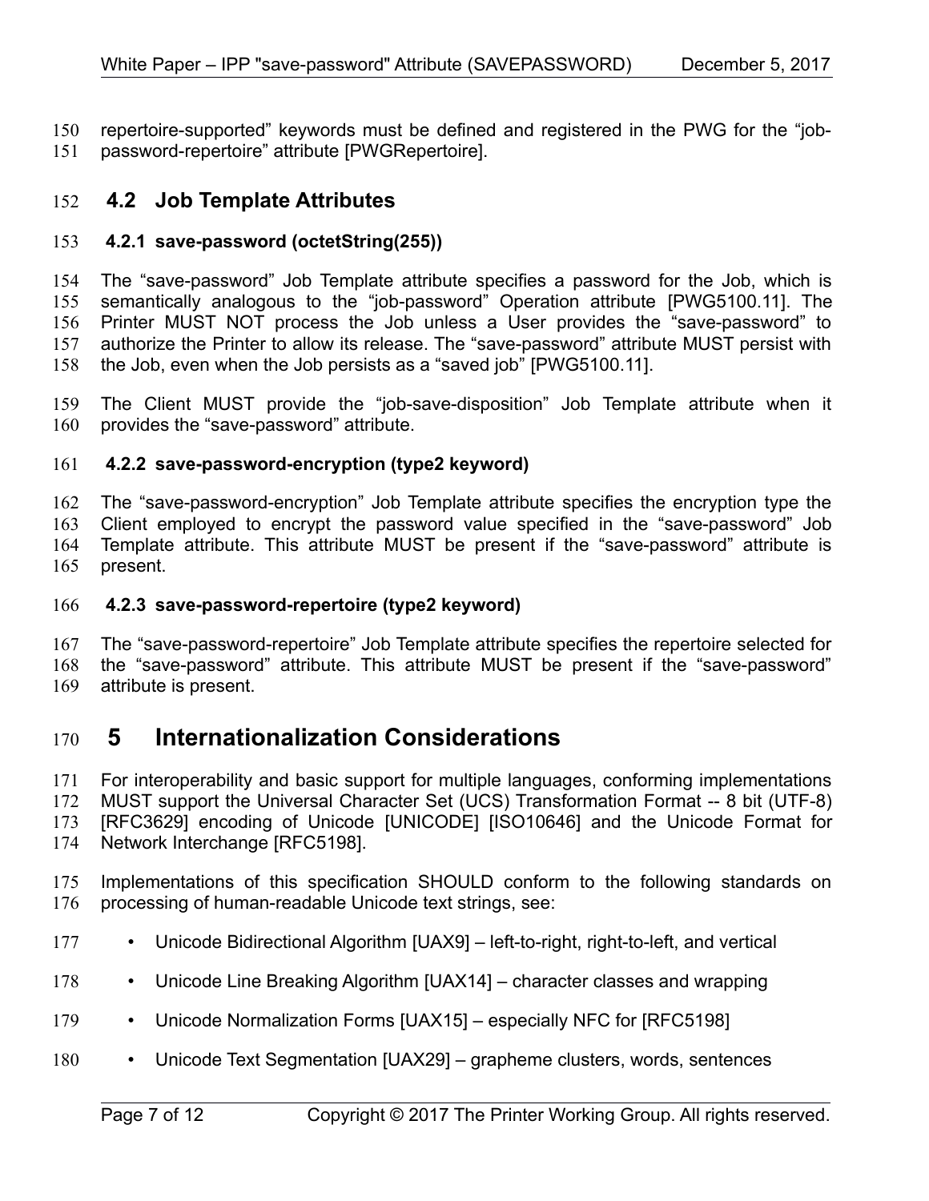repertoire-supported" keywords must be defined and registered in the PWG for the "job-password-repertoire" attribute [PWGRepertoire].

## 4.2 Job Template Attributes

### 4.2.1 save-password (octetString(255))

The "save-password" Job Template attribute specifies a password for the Job, which is semantically analogous to the "job-password" Operation attribute [PWG5100.11]. The Printer MUST NOT process the Job unless a User provides the "save-password" to authorize the Printer to allow its release. The "save-password" attribute MUST persist with the Job, even when the Job persists as a "saved job" [PWG5100.11].

The Client MUST provide the "job-save-disposition" Job Template attribute when it provides the "save-password" attribute.

### 4.2.2 save-password-encryption (type2 keyword)

The "save-password-encryption" Job Template attribute specifies the encryption type the Client employed to encrypt the password value specified in the "save-password" Job Template attribute. This attribute MUST be present if the "save-password" attribute is present.

### 4.2.3 save-password-repertoire (type2 keyword)

The "save-password-repertoire" Job Template attribute specifies the repertoire selected for the "save-password" attribute. This attribute MUST be present if the "save-password" attribute is present.

# 5 Internationalization Considerations

For interoperability and basic support for multiple languages, conforming implementations MUST support the Universal Character Set (UCS) Transformation Format -- 8 bit (UTF-8) [RFC3629] encoding of Unicode [UNICODE] [ISO10646] and the Unicode Format for Network Interchange [RFC5198].

Implementations of this specification SHOULD conform to the following standards on processing of human-readable Unicode text strings, see:

- Unicode Bidirectional Algorithm [UAX9] – left-to-right, right-to-left, and vertical
- Unicode Line Breaking Algorithm [UAX14] – character classes and wrapping
- Unicode Normalization Forms [UAX15] – especially NFC for [RFC5198]
- Unicode Text Segmentation [UAX29] – grapheme clusters, words, sentences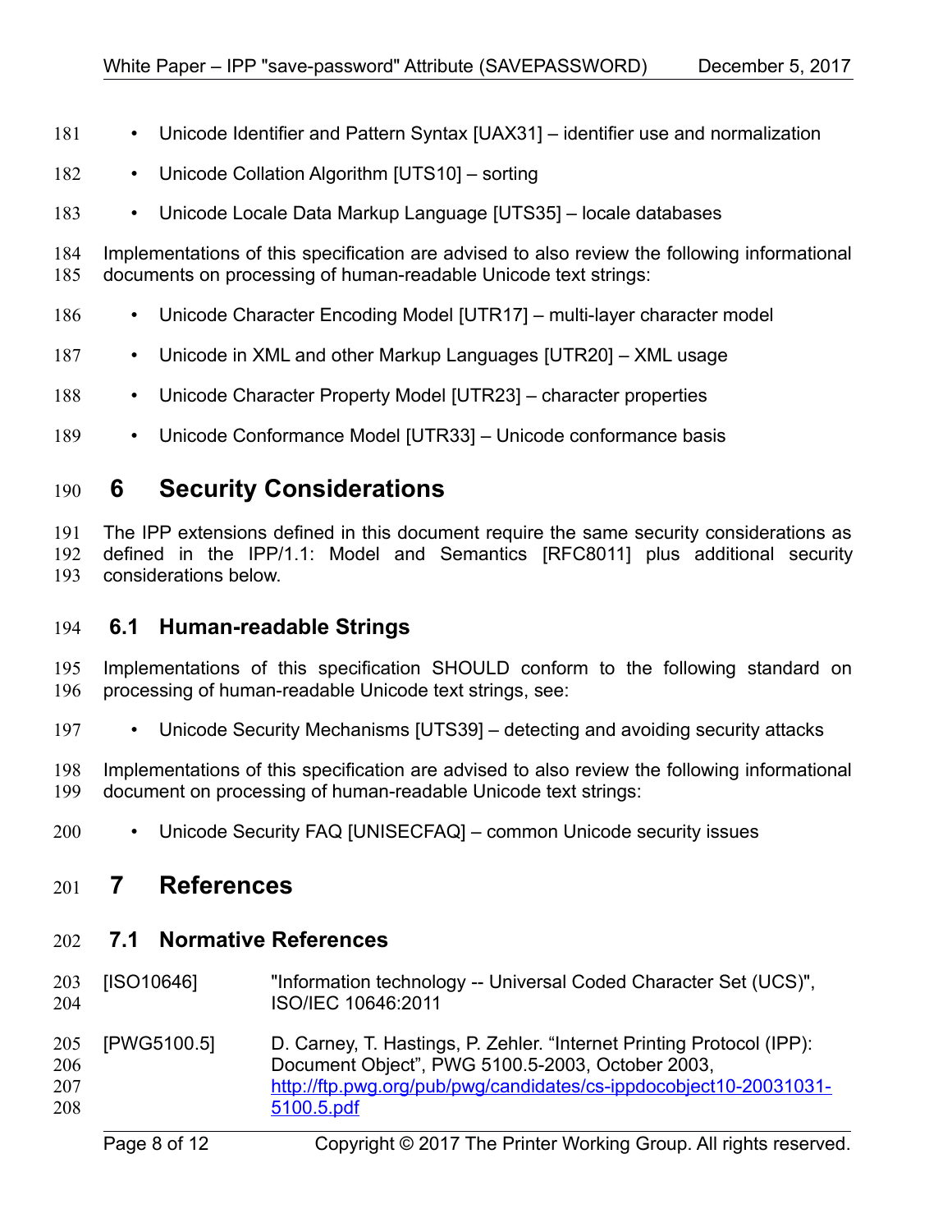- Unicode Identifier and Pattern Syntax [UAX31] – identifier use and normalization
- Unicode Collation Algorithm [UTS10] – sorting
- Unicode Locale Data Markup Language [UTS35] – locale databases

Implementations of this specification are advised to also review the following informational documents on processing of human-readable Unicode text strings:

- Unicode Character Encoding Model [UTR17] – multi-layer character model
- Unicode in XML and other Markup Languages [UTR20] – XML usage
- Unicode Character Property Model [UTR23] – character properties
- Unicode Conformance Model [UTR33] – Unicode conformance basis

# 6 Security Considerations

The IPP extensions defined in this document require the same security considerations as defined in the IPP/1.1: Model and Semantics [RFC8011] plus additional security considerations below.

## 6.1 Human-readable Strings

Implementations of this specification SHOULD conform to the following standard on processing of human-readable Unicode text strings, see:

- Unicode Security Mechanisms [UTS39] – detecting and avoiding security attacks

Implementations of this specification are advised to also review the following informational document on processing of human-readable Unicode text strings:

- Unicode Security FAQ [UNISECFAQ] – common Unicode security issues

# 7 References

## 7.1 Normative References

[ISO10646] "Information technology -- Universal Coded Character Set (UCS)", ISO/IEC 10646:2011

[PWG5100.5] D. Carney, T. Hastings, P. Zehler. "Internet Printing Protocol (IPP): Document Object", PWG 5100.5-2003, October 2003, http://ftp.pwg.org/pub/pwg/candidates/cs-ippdocobject10-20031031-5100.5.pdf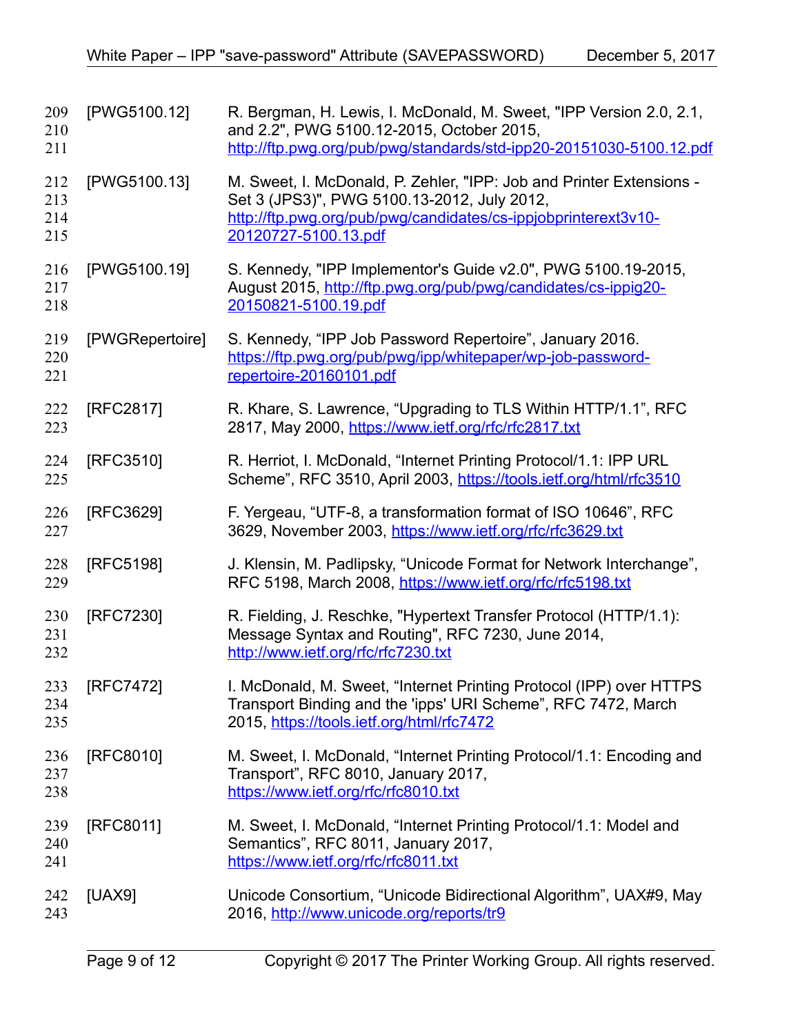[PWG5100.12] R. Bergman, H. Lewis, I. McDonald, M. Sweet, "IPP Version 2.0, 2.1, and 2.2", PWG 5100.12-2015, October 2015, http://ftp.pwg.org/pub/pwg/standards/std-ipp20-20151030-5100.12.pdf

[PWG5100.13] M. Sweet, I. McDonald, P. Zehler, "IPP: Job and Printer Extensions - Set 3 (JPS3)", PWG 5100.13-2012, July 2012, http://ftp.pwg.org/pub/pwg/candidates/cs-ippjobprinterext3v10-20120727-5100.13.pdf

[PWG5100.19] S. Kennedy, "IPP Implementor's Guide v2.0", PWG 5100.19-2015, August 2015, http://ftp.pwg.org/pub/pwg/candidates/cs-ippig20-20150821-5100.19.pdf

[PWGRepertoire] S. Kennedy, "IPP Job Password Repertoire", January 2016. https://ftp.pwg.org/pub/pwg/ipp/whitepaper/wp-job-password-repertoire-20160101.pdf

[RFC2817] R. Khare, S. Lawrence, "Upgrading to TLS Within HTTP/1.1", RFC 2817, May 2000, https://www.ietf.org/rfc/rfc2817.txt

[RFC3510] R. Herriot, I. McDonald, "Internet Printing Protocol/1.1: IPP URL Scheme", RFC 3510, April 2003, https://tools.ietf.org/html/rfc3510

[RFC3629] F. Yergeau, "UTF-8, a transformation format of ISO 10646", RFC 3629, November 2003, https://www.ietf.org/rfc/rfc3629.txt

[RFC5198] J. Klensin, M. Padlipsky, "Unicode Format for Network Interchange", RFC 5198, March 2008, https://www.ietf.org/rfc/rfc5198.txt

[RFC7230] R. Fielding, J. Reschke, "Hypertext Transfer Protocol (HTTP/1.1): Message Syntax and Routing", RFC 7230, June 2014, http://www.ietf.org/rfc/rfc7230.txt

[RFC7472] I. McDonald, M. Sweet, "Internet Printing Protocol (IPP) over HTTPS Transport Binding and the 'ipps' URI Scheme", RFC 7472, March 2015, https://tools.ietf.org/html/rfc7472

[RFC8010] M. Sweet, I. McDonald, "Internet Printing Protocol/1.1: Encoding and Transport", RFC 8010, January 2017, https://www.ietf.org/rfc/rfc8010.txt

[RFC8011] M. Sweet, I. McDonald, "Internet Printing Protocol/1.1: Model and Semantics", RFC 8011, January 2017, https://www.ietf.org/rfc/rfc8011.txt

[UAX9] Unicode Consortium, "Unicode Bidirectional Algorithm", UAX#9, May 2016, http://www.unicode.org/reports/tr9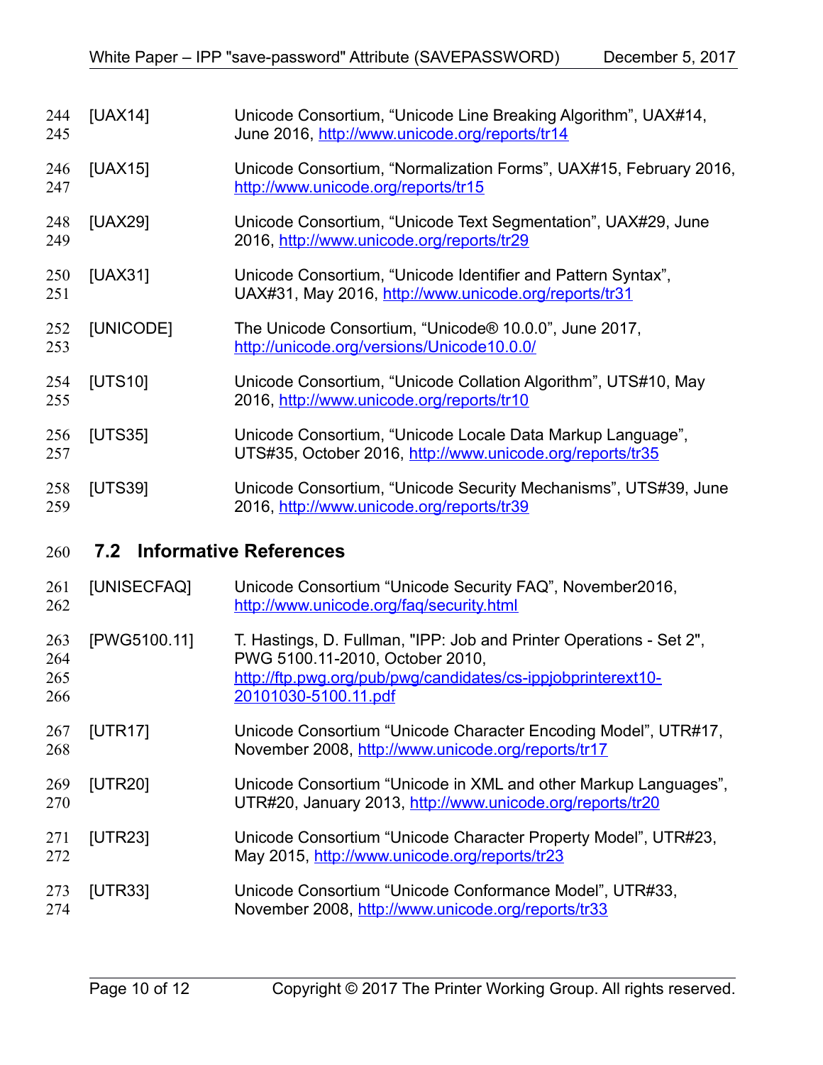[UAX14] Unicode Consortium, “Unicode Line Breaking Algorithm”, UAX#14, June 2016, http://www.unicode.org/reports/tr14

[UAX15] Unicode Consortium, “Normalization Forms”, UAX#15, February 2016, http://www.unicode.org/reports/tr15

[UAX29] Unicode Consortium, “Unicode Text Segmentation”, UAX#29, June 2016, http://www.unicode.org/reports/tr29

[UAX31] Unicode Consortium, “Unicode Identifier and Pattern Syntax”, UAX#31, May 2016, http://www.unicode.org/reports/tr31

[UNICODE] The Unicode Consortium, “Unicode® 10.0.0”, June 2017, http://unicode.org/versions/Unicode10.0.0/

[UTS10] Unicode Consortium, “Unicode Collation Algorithm”, UTS#10, May 2016, http://www.unicode.org/reports/tr10

[UTS35] Unicode Consortium, “Unicode Locale Data Markup Language”, UTS#35, October 2016, http://www.unicode.org/reports/tr35

[UTS39] Unicode Consortium, “Unicode Security Mechanisms”, UTS#39, June 2016, http://www.unicode.org/reports/tr39

## 7.2 Informative References

[UNISECFAQ] Unicode Consortium “Unicode Security FAQ”, November2016, http://www.unicode.org/faq/security.html

[PWG5100.11] T. Hastings, D. Fullman, "IPP: Job and Printer Operations - Set 2", PWG 5100.11-2010, October 2010, http://ftp.pwg.org/pub/pwg/candidates/cs-ippjobprinterext10-20101030-5100.11.pdf

[UTR17] Unicode Consortium “Unicode Character Encoding Model”, UTR#17, November 2008, http://www.unicode.org/reports/tr17

[UTR20] Unicode Consortium “Unicode in XML and other Markup Languages”, UTR#20, January 2013, http://www.unicode.org/reports/tr20

[UTR23] Unicode Consortium “Unicode Character Property Model”, UTR#23, May 2015, http://www.unicode.org/reports/tr23

[UTR33] Unicode Consortium “Unicode Conformance Model”, UTR#33, November 2008, http://www.unicode.org/reports/tr33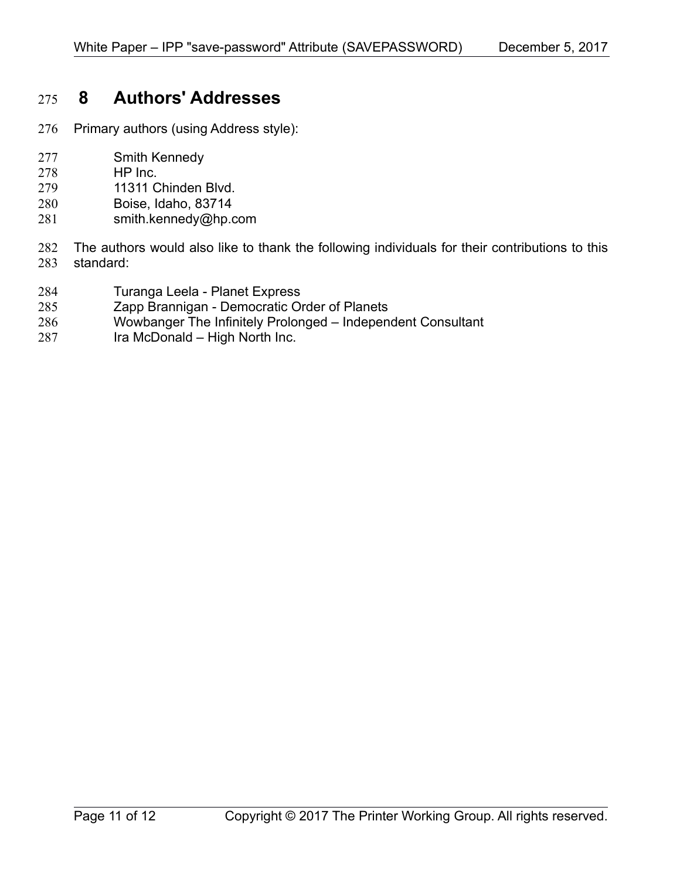# 8 Authors' Addresses

Primary authors (using Address style):

Smith Kennedy
HP Inc.
11311 Chinden Blvd.
Boise, Idaho, 83714
smith.kennedy@hp.com

The authors would also like to thank the following individuals for their contributions to this standard:

Turanga Leela - Planet Express
Zapp Brannigan - Democratic Order of Planets
Wowbanger The Infinitely Prolonged – Independent Consultant
Ira McDonald – High North Inc.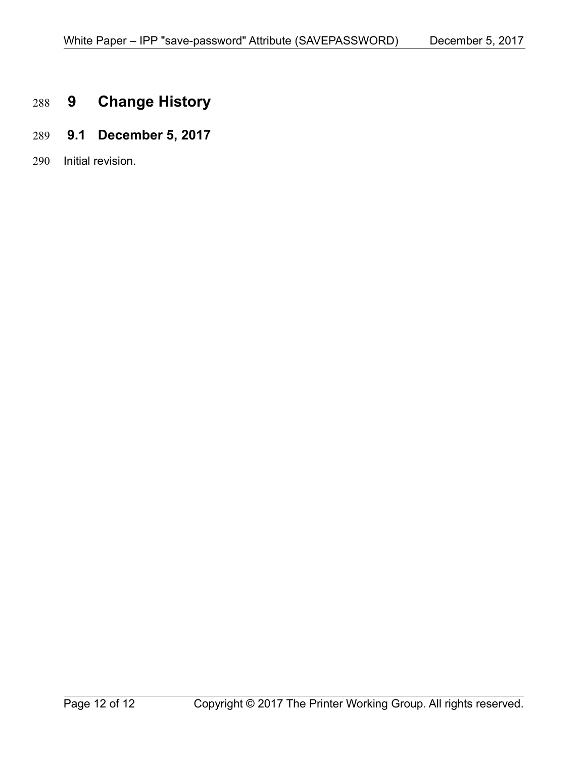# 9 Change History

## 9.1 December 5, 2017

Initial revision.